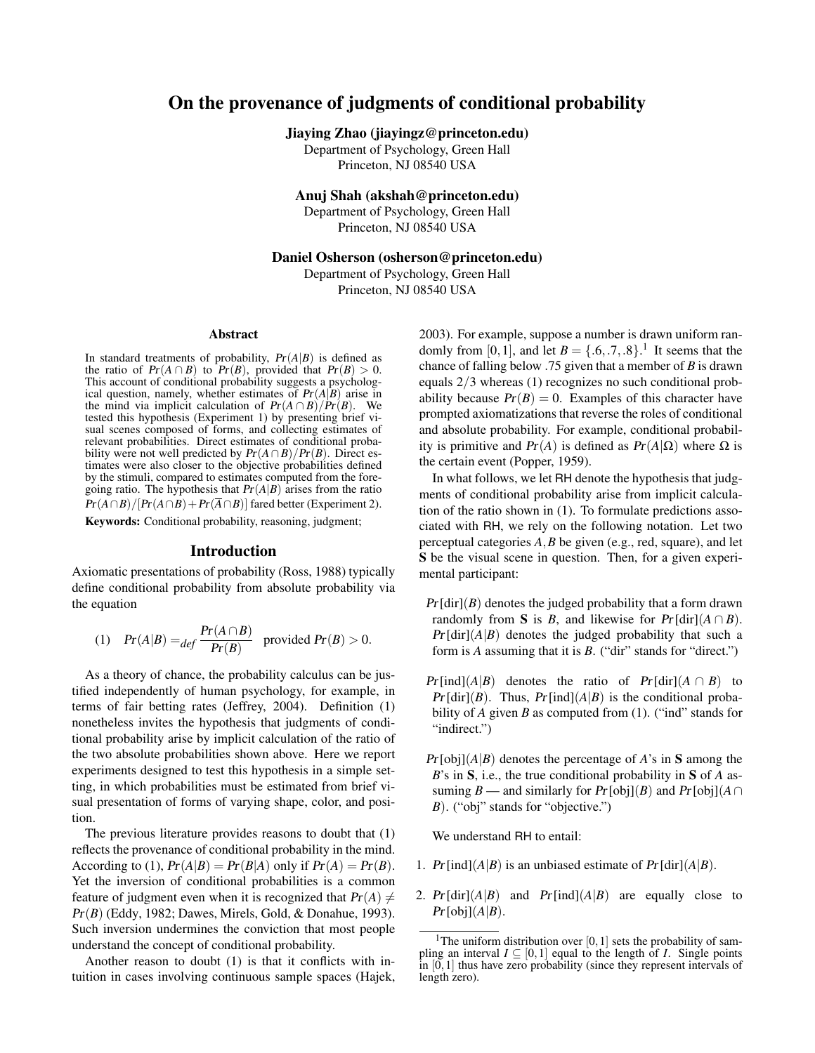# On the provenance of judgments of conditional probability

**Jiaying Zhao (jiayingz@princeton.edu)**
Department of Psychology, Green Hall
Princeton, NJ 08540 USA

**Anuj Shah (akshah@princeton.edu)**
Department of Psychology, Green Hall
Princeton, NJ 08540 USA

**Daniel Osherson (osherson@princeton.edu)**
Department of Psychology, Green Hall
Princeton, NJ 08540 USA

## Abstract

In standard treatments of probability, $Pr(A|B)$ is defined as the ratio of $Pr(A \cap B)$ to $Pr(B)$, provided that $Pr(B) > 0$. This account of conditional probability suggests a psychological question, namely, whether estimates of $Pr(A|B)$ arise in the mind via implicit calculation of $Pr(A \cap B)/Pr(B)$. We tested this hypothesis (Experiment 1) by presenting brief visual scenes composed of forms, and collecting estimates of relevant probabilities. Direct estimates of conditional probability were not well predicted by $Pr(A \cap B)/Pr(B)$. Direct estimates were also closer to the objective probabilities defined by the stimuli, compared to estimates computed from the foregoing ratio. The hypothesis that $Pr(A|B)$ arises from the ratio $Pr(A \cap B)/[Pr(A \cap B) + Pr(\overline{A} \cap B)]$ fared better (Experiment 2).

**Keywords:** Conditional probability, reasoning, judgment;

## Introduction

Axiomatic presentations of probability (Ross, 1988) typically define conditional probability from absolute probability via the equation

$$(1) \quad Pr(A|B) =_{def} \frac{Pr(A \cap B)}{Pr(B)} \quad \text{provided } Pr(B) > 0.$$

As a theory of chance, the probability calculus can be justified independently of human psychology, for example, in terms of fair betting rates (Jeffrey, 2004). Definition (1) nonetheless invites the hypothesis that judgments of conditional probability arise by implicit calculation of the ratio of the two absolute probabilities shown above. Here we report experiments designed to test this hypothesis in a simple setting, in which probabilities must be estimated from brief visual presentation of forms of varying shape, color, and position.

The previous literature provides reasons to doubt that (1) reflects the provenance of conditional probability in the mind. According to (1), $Pr(A|B) = Pr(B|A)$ only if $Pr(A) = Pr(B)$. Yet the inversion of conditional probabilities is a common feature of judgment even when it is recognized that $Pr(A) \neq Pr(B)$ (Eddy, 1982; Dawes, Mirels, Gold, & Donahue, 1993). Such inversion undermines the conviction that most people understand the concept of conditional probability.

Another reason to doubt (1) is that it conflicts with intuition in cases involving continuous sample spaces (Hajek, 2003). For example, suppose a number is drawn uniform randomly from $[0,1]$, and let $B = \{.6, .7, .8\}$.[1] It seems that the chance of falling below .75 given that a member of $B$ is drawn equals $2/3$ whereas (1) recognizes no such conditional probability because $Pr(B) = 0$. Examples of this character have prompted axiomatizations that reverse the roles of conditional and absolute probability. For example, conditional probability is primitive and $Pr(A)$ is defined as $Pr(A|\Omega)$ where $\Omega$ is the certain event (Popper, 1959).

In what follows, we let RH denote the hypothesis that judgments of conditional probability arise from implicit calculation of the ratio shown in (1). To formulate predictions associated with RH, we rely on the following notation. Let two perceptual categories $A, B$ be given (e.g., red, square), and let **S** be the visual scene in question. Then, for a given experimental participant:

- $Pr[\text{dir}](B)$ denotes the judged probability that a form drawn randomly from **S** is $B$, and likewise for $Pr[\text{dir}](A \cap B)$. $Pr[\text{dir}](A|B)$ denotes the judged probability that such a form is $A$ assuming that it is $B$. ("dir" stands for "direct.")

- $Pr[\text{ind}](A|B)$ denotes the ratio of $Pr[\text{dir}](A \cap B)$ to $Pr[\text{dir}](B)$. Thus, $Pr[\text{ind}](A|B)$ is the conditional probability of $A$ given $B$ as computed from (1). ("ind" stands for "indirect.")

- $Pr[\text{obj}](A|B)$ denotes the percentage of $A$'s in **S** among the $B$'s in **S**, i.e., the true conditional probability in **S** of $A$ assuming $B$ — and similarly for $Pr[\text{obj}](B)$ and $Pr[\text{obj}](A \cap B)$. ("obj" stands for "objective.")

We understand RH to entail:

1. $Pr[\text{ind}](A|B)$ is an unbiased estimate of $Pr[\text{dir}](A|B)$.
2. $Pr[\text{dir}](A|B)$ and $Pr[\text{ind}](A|B)$ are equally close to $Pr[\text{obj}](A|B)$.

[1] The uniform distribution over $[0,1]$ sets the probability of sampling an interval $I \subseteq [0,1]$ equal to the length of $I$. Single points in $[0,1]$ thus have zero probability (since they represent intervals of length zero).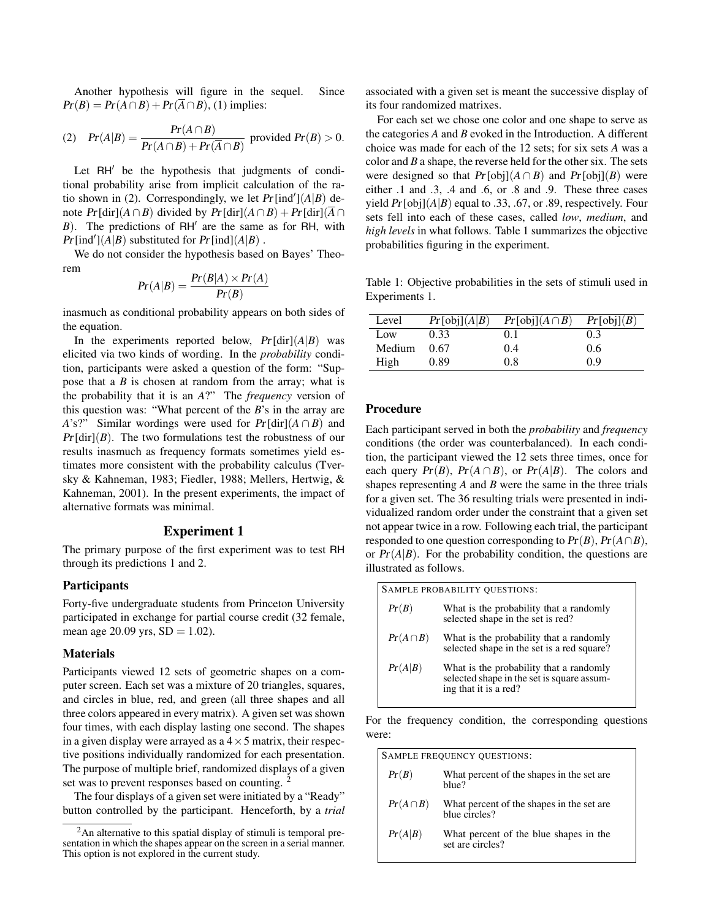Another hypothesis will figure in the sequel. Since $Pr(B) = Pr(A \cap B) + Pr(\overline{A} \cap B)$, (1) implies:

$$\text{(2)} \quad Pr(A|B) = \frac{Pr(A \cap B)}{Pr(A \cap B) + Pr(\overline{A} \cap B)} \text{ provided } Pr(B) > 0.$$

Let $\mathsf{RH}'$ be the hypothesis that judgments of conditional probability arise from implicit calculation of the ratio shown in (2). Correspondingly, we let $Pr[\text{ind}'](A|B)$ denote $Pr[\text{dir}](A \cap B)$ divided by $Pr[\text{dir}](A \cap B) + Pr[\text{dir}](\overline{A} \cap B)$. The predictions of $\mathsf{RH}'$ are the same as for RH, with $Pr[\text{ind}'](A|B)$ substituted for $Pr[\text{ind}](A|B)$ .

We do not consider the hypothesis based on Bayes' Theorem

$$Pr(A|B) = \frac{Pr(B|A) \times Pr(A)}{Pr(B)}$$

inasmuch as conditional probability appears on both sides of the equation.

In the experiments reported below, $Pr[\text{dir}](A|B)$ was elicited via two kinds of wording. In the *probability* condition, participants were asked a question of the form: "Suppose that a $B$ is chosen at random from the array; what is the probability that it is an $A$?" The *frequency* version of this question was: "What percent of the $B$'s in the array are $A$'s?" Similar wordings were used for $Pr[\text{dir}](A \cap B)$ and $Pr[\text{dir}](B)$. The two formulations test the robustness of our results inasmuch as frequency formats sometimes yield estimates more consistent with the probability calculus (Tversky & Kahneman, 1983; Fiedler, 1988; Mellers, Hertwig, & Kahneman, 2001). In the present experiments, the impact of alternative formats was minimal.

## Experiment 1

The primary purpose of the first experiment was to test RH through its predictions 1 and 2.

### Participants

Forty-five undergraduate students from Princeton University participated in exchange for partial course credit (32 female, mean age 20.09 yrs, SD = 1.02).

### Materials

Participants viewed 12 sets of geometric shapes on a computer screen. Each set was a mixture of 20 triangles, squares, and circles in blue, red, and green (all three shapes and all three colors appeared in every matrix). A given set was shown four times, with each display lasting one second. The shapes in a given display were arrayed as a $4 \times 5$ matrix, their respective positions individually randomized for each presentation. The purpose of multiple brief, randomized displays of a given set was to prevent responses based on counting. [2]

The four displays of a given set were initiated by a "Ready" button controlled by the participant. Henceforth, by a *trial* associated with a given set is meant the successive display of its four randomized matrixes.

For each set we chose one color and one shape to serve as the categories $A$ and $B$ evoked in the Introduction. A different choice was made for each of the 12 sets; for six sets $A$ was a color and $B$ a shape, the reverse held for the other six. The sets were designed so that $Pr[\text{obj}](A \cap B)$ and $Pr[\text{obj}](B)$ were either .1 and .3, .4 and .6, or .8 and .9. These three cases yield $Pr[\text{obj}](A|B)$ equal to .33, .67, or .89, respectively. Four sets fell into each of these cases, called *low*, *medium*, and *high levels* in what follows. Table 1 summarizes the objective probabilities figuring in the experiment.

Table 1: Objective probabilities in the sets of stimuli used in Experiments 1.

| Level | $Pr[\text{obj}](A\|B)$ | $Pr[\text{obj}](A \cap B)$ | $Pr[\text{obj}](B)$ |
|---|---|---|---|
| Low | 0.33 | 0.1 | 0.3 |
| Medium | 0.67 | 0.4 | 0.6 |
| High | 0.89 | 0.8 | 0.9 |

### Procedure

Each participant served in both the *probability* and *frequency* conditions (the order was counterbalanced). In each condition, the participant viewed the 12 sets three times, once for each query $Pr(B)$, $Pr(A \cap B)$, or $Pr(A|B)$. The colors and shapes representing $A$ and $B$ were the same in the three trials for a given set. The 36 resulting trials were presented in individualized random order under the constraint that a given set not appear twice in a row. Following each trial, the participant responded to one question corresponding to $Pr(B)$, $Pr(A \cap B)$, or $Pr(A|B)$. For the probability condition, the questions are illustrated as follows.

SAMPLE PROBABILITY QUESTIONS:

| | |
|---|---|
| $Pr(B)$ | What is the probability that a randomly selected shape in the set is red? |
| $Pr(A \cap B)$ | What is the probability that a randomly selected shape in the set is a red square? |
| $Pr(A\|B)$ | What is the probability that a randomly selected shape in the set is square assuming that it is a red? |

For the frequency condition, the corresponding questions were:

SAMPLE FREQUENCY QUESTIONS:

| | |
|---|---|
| $Pr(B)$ | What percent of the shapes in the set are blue? |
| $Pr(A \cap B)$ | What percent of the shapes in the set are blue circles? |
| $Pr(A\|B)$ | What percent of the blue shapes in the set are circles? |

[2] An alternative to this spatial display of stimuli is temporal presentation in which the shapes appear on the screen in a serial manner. This option is not explored in the current study.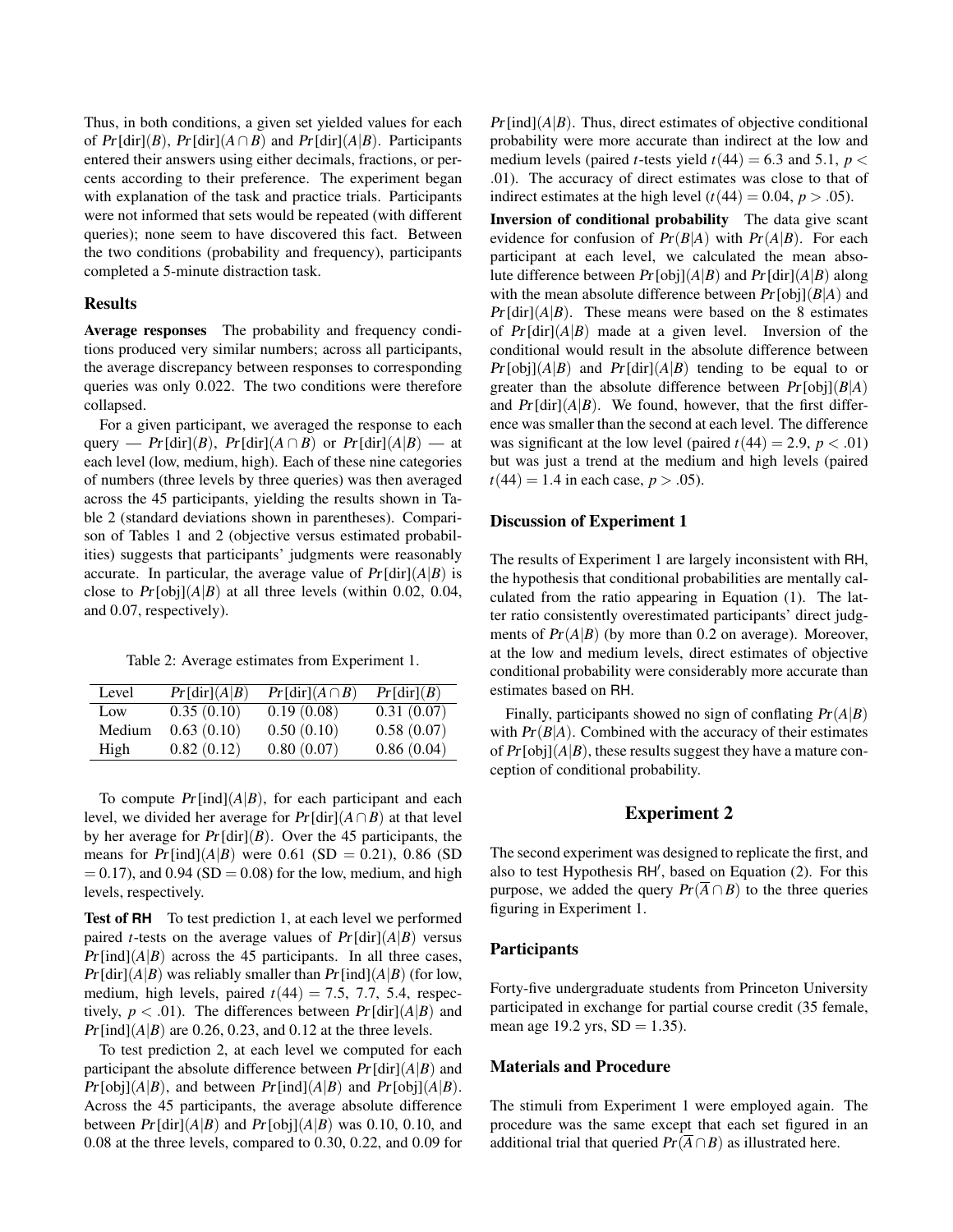Thus, in both conditions, a given set yielded values for each of $Pr[\text{dir}](B)$, $Pr[\text{dir}](A \cap B)$ and $Pr[\text{dir}](A|B)$. Participants entered their answers using either decimals, fractions, or percents according to their preference. The experiment began with explanation of the task and practice trials. Participants were not informed that sets would be repeated (with different queries); none seem to have discovered this fact. Between the two conditions (probability and frequency), participants completed a 5-minute distraction task.

### Results

**Average responses** The probability and frequency conditions produced very similar numbers; across all participants, the average discrepancy between responses to corresponding queries was only 0.022. The two conditions were therefore collapsed.

For a given participant, we averaged the response to each query — $Pr[\text{dir}](B)$, $Pr[\text{dir}](A \cap B)$ or $Pr[\text{dir}](A|B)$ — at each level (low, medium, high). Each of these nine categories of numbers (three levels by three queries) was then averaged across the 45 participants, yielding the results shown in Table 2 (standard deviations shown in parentheses). Comparison of Tables 1 and 2 (objective versus estimated probabilities) suggests that participants' judgments were reasonably accurate. In particular, the average value of $Pr[\text{dir}](A|B)$ is close to $Pr[\text{obj}](A|B)$ at all three levels (within 0.02, 0.04, and 0.07, respectively).

Table 2: Average estimates from Experiment 1.

| Level | $Pr[\text{dir}](A\|B)$ | $Pr[\text{dir}](A \cap B)$ | $Pr[\text{dir}](B)$ |
|---|---|---|---|
| Low | 0.35 (0.10) | 0.19 (0.08) | 0.31 (0.07) |
| Medium | 0.63 (0.10) | 0.50 (0.10) | 0.58 (0.07) |
| High | 0.82 (0.12) | 0.80 (0.07) | 0.86 (0.04) |

To compute $Pr[\text{ind}](A|B)$, for each participant and each level, we divided her average for $Pr[\text{dir}](A \cap B)$ at that level by her average for $Pr[\text{dir}](B)$. Over the 45 participants, the means for $Pr[\text{ind}](A|B)$ were 0.61 (SD = 0.21), 0.86 (SD = 0.17), and 0.94 (SD = 0.08) for the low, medium, and high levels, respectively.

**Test of RH** To test prediction 1, at each level we performed paired *t*-tests on the average values of $Pr[\text{dir}](A|B)$ versus $Pr[\text{ind}](A|B)$ across the 45 participants. In all three cases, $Pr[\text{dir}](A|B)$ was reliably smaller than $Pr[\text{ind}](A|B)$ (for low, medium, high levels, paired $t(44) = 7.5$, 7.7, 5.4, respectively, $p < .01$). The differences between $Pr[\text{dir}](A|B)$ and $Pr[\text{ind}](A|B)$ are 0.26, 0.23, and 0.12 at the three levels.

To test prediction 2, at each level we computed for each participant the absolute difference between $Pr[\text{dir}](A|B)$ and $Pr[\text{obj}](A|B)$, and between $Pr[\text{ind}](A|B)$ and $Pr[\text{obj}](A|B)$. Across the 45 participants, the average absolute difference between $Pr[\text{dir}](A|B)$ and $Pr[\text{obj}](A|B)$ was 0.10, 0.10, and 0.08 at the three levels, compared to 0.30, 0.22, and 0.09 for $Pr[\text{ind}](A|B)$. Thus, direct estimates of objective conditional probability were more accurate than indirect at the low and medium levels (paired *t*-tests yield $t(44) = 6.3$ and 5.1, $p < .01$). The accuracy of direct estimates was close to that of indirect estimates at the high level ($t(44) = 0.04$, $p > .05$).

**Inversion of conditional probability** The data give scant evidence for confusion of $Pr(B|A)$ with $Pr(A|B)$. For each participant at each level, we calculated the mean absolute difference between $Pr[\text{obj}](A|B)$ and $Pr[\text{dir}](A|B)$ along with the mean absolute difference between $Pr[\text{obj}](B|A)$ and $Pr[\text{dir}](A|B)$. These means were based on the 8 estimates of $Pr[\text{dir}](A|B)$ made at a given level. Inversion of the conditional would result in the absolute difference between $Pr[\text{obj}](A|B)$ and $Pr[\text{dir}](A|B)$ tending to be equal to or greater than the absolute difference between $Pr[\text{obj}](B|A)$ and $Pr[\text{dir}](A|B)$. We found, however, that the first difference was smaller than the second at each level. The difference was significant at the low level (paired $t(44) = 2.9$, $p < .01$) but was just a trend at the medium and high levels (paired $t(44) = 1.4$ in each case, $p > .05$).

### Discussion of Experiment 1

The results of Experiment 1 are largely inconsistent with RH, the hypothesis that conditional probabilities are mentally calculated from the ratio appearing in Equation (1). The latter ratio consistently overestimated participants' direct judgments of $Pr(A|B)$ (by more than 0.2 on average). Moreover, at the low and medium levels, direct estimates of objective conditional probability were considerably more accurate than estimates based on RH.

Finally, participants showed no sign of conflating $Pr(A|B)$ with $Pr(B|A)$. Combined with the accuracy of their estimates of $Pr[\text{obj}](A|B)$, these results suggest they have a mature conception of conditional probability.

## Experiment 2

The second experiment was designed to replicate the first, and also to test Hypothesis RH′, based on Equation (2). For this purpose, we added the query $Pr(\overline{A} \cap B)$ to the three queries figuring in Experiment 1.

### Participants

Forty-five undergraduate students from Princeton University participated in exchange for partial course credit (35 female, mean age 19.2 yrs, SD = 1.35).

### Materials and Procedure

The stimuli from Experiment 1 were employed again. The procedure was the same except that each set figured in an additional trial that queried $Pr(\overline{A} \cap B)$ as illustrated here.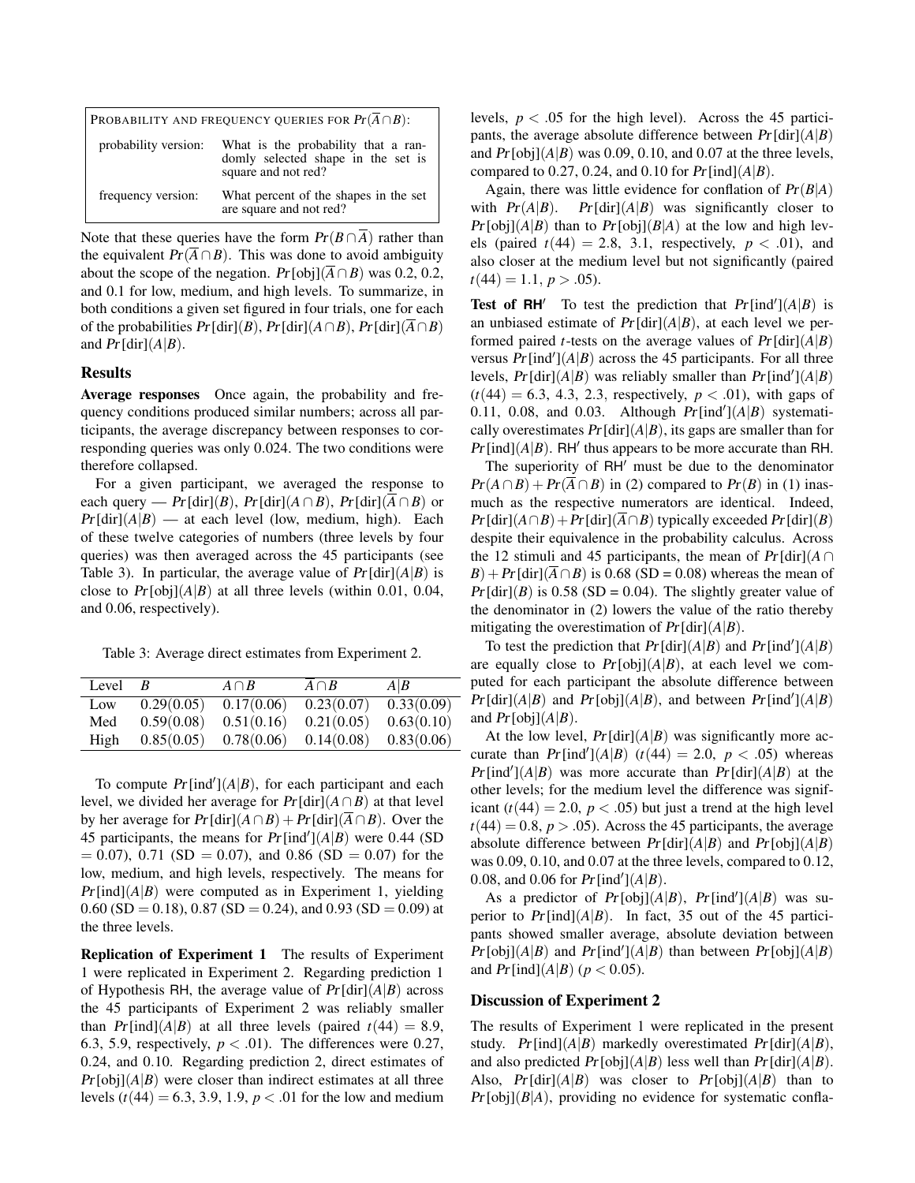| PROBABILITY AND FREQUENCY QUERIES FOR $Pr(\overline{A} \cap B)$: | |
|---|---|
| probability version: | What is the probability that a randomly selected shape in the set is square and not red? |
| frequency version: | What percent of the shapes in the set are square and not red? |

Note that these queries have the form $Pr(B \cap \overline{A})$ rather than the equivalent $Pr(\overline{A} \cap B)$. This was done to avoid ambiguity about the scope of the negation. $Pr[\text{obj}](\overline{A} \cap B)$ was 0.2, 0.2, and 0.1 for low, medium, and high levels. To summarize, in both conditions a given set figured in four trials, one for each of the probabilities $Pr[\text{dir}](B)$, $Pr[\text{dir}](A \cap B)$, $Pr[\text{dir}](\overline{A} \cap B)$ and $Pr[\text{dir}](A|B)$.

## Results

**Average responses** Once again, the probability and frequency conditions produced similar numbers; across all participants, the average discrepancy between responses to corresponding queries was only 0.024. The two conditions were therefore collapsed.

For a given participant, we averaged the response to each query — $Pr[\text{dir}](B)$, $Pr[\text{dir}](A \cap B)$, $Pr[\text{dir}](\overline{A} \cap B)$ or $Pr[\text{dir}](A|B)$ — at each level (low, medium, high). Each of these twelve categories of numbers (three levels by four queries) was then averaged across the 45 participants (see Table 3). In particular, the average value of $Pr[\text{dir}](A|B)$ is close to $Pr[\text{obj}](A|B)$ at all three levels (within 0.01, 0.04, and 0.06, respectively).

Table 3: Average direct estimates from Experiment 2.

| Level | $B$ | $A \cap B$ | $\overline{A} \cap B$ | $A\|B$ |
|---|---|---|---|---|
| Low | 0.29(0.05) | 0.17(0.06) | 0.23(0.07) | 0.33(0.09) |
| Med | 0.59(0.08) | 0.51(0.16) | 0.21(0.05) | 0.63(0.10) |
| High | 0.85(0.05) | 0.78(0.06) | 0.14(0.08) | 0.83(0.06) |

To compute $Pr[\text{ind}'](A|B)$, for each participant and each level, we divided her average for $Pr[\text{dir}](A \cap B)$ at that level by her average for $Pr[\text{dir}](A \cap B) + Pr[\text{dir}](\overline{A} \cap B)$. Over the 45 participants, the means for $Pr[\text{ind}'](A|B)$ were 0.44 (SD = 0.07), 0.71 (SD = 0.07), and 0.86 (SD = 0.07) for the low, medium, and high levels, respectively. The means for $Pr[\text{ind}](A|B)$ were computed as in Experiment 1, yielding 0.60 (SD = 0.18), 0.87 (SD = 0.24), and 0.93 (SD = 0.09) at the three levels.

**Replication of Experiment 1** The results of Experiment 1 were replicated in Experiment 2. Regarding prediction 1 of Hypothesis RH, the average value of $Pr[\text{dir}](A|B)$ across the 45 participants of Experiment 2 was reliably smaller than $Pr[\text{ind}](A|B)$ at all three levels (paired $t(44) = 8.9$, 6.3, 5.9, respectively, $p < .01$). The differences were 0.27, 0.24, and 0.10. Regarding prediction 2, direct estimates of $Pr[\text{obj}](A|B)$ were closer than indirect estimates at all three levels ($t(44) = 6.3$, 3.9, 1.9, $p < .01$ for the low and medium levels, $p < .05$ for the high level). Across the 45 participants, the average absolute difference between $Pr[\text{dir}](A|B)$ and $Pr[\text{obj}](A|B)$ was 0.09, 0.10, and 0.07 at the three levels, compared to 0.27, 0.24, and 0.10 for $Pr[\text{ind}](A|B)$.

Again, there was little evidence for conflation of $Pr(B|A)$ with $Pr(A|B)$. $Pr[\text{dir}](A|B)$ was significantly closer to $Pr[\text{obj}](A|B)$ than to $Pr[\text{obj}](B|A)$ at the low and high levels (paired $t(44) = 2.8$, 3.1, respectively, $p < .01$), and also closer at the medium level but not significantly (paired $t(44) = 1.1$, $p > .05$).

**Test of RH′** To test the prediction that $Pr[\text{ind}'](A|B)$ is an unbiased estimate of $Pr[\text{dir}](A|B)$, at each level we performed paired $t$-tests on the average values of $Pr[\text{dir}](A|B)$ versus $Pr[\text{ind}'](A|B)$ across the 45 participants. For all three levels, $Pr[\text{dir}](A|B)$ was reliably smaller than $Pr[\text{ind}'](A|B)$ ($t(44) = 6.3$, 4.3, 2.3, respectively, $p < .01$), with gaps of 0.11, 0.08, and 0.03. Although $Pr[\text{ind}'](A|B)$ systematically overestimates $Pr[\text{dir}](A|B)$, its gaps are smaller than for $Pr[\text{ind}](A|B)$. RH′ thus appears to be more accurate than RH.

The superiority of RH′ must be due to the denominator $Pr(A \cap B) + Pr(\overline{A} \cap B)$ in (2) compared to $Pr(B)$ in (1) inasmuch as the respective numerators are identical. Indeed, $Pr[\text{dir}](A \cap B) + Pr[\text{dir}](\overline{A} \cap B)$ typically exceeded $Pr[\text{dir}](B)$ despite their equivalence in the probability calculus. Across the 12 stimuli and 45 participants, the mean of $Pr[\text{dir}](A \cap B) + Pr[\text{dir}](\overline{A} \cap B)$ is 0.68 (SD = 0.08) whereas the mean of $Pr[\text{dir}](B)$ is 0.58 (SD = 0.04). The slightly greater value of the denominator in (2) lowers the value of the ratio thereby mitigating the overestimation of $Pr[\text{dir}](A|B)$.

To test the prediction that $Pr[\text{dir}](A|B)$ and $Pr[\text{ind}'](A|B)$ are equally close to $Pr[\text{obj}](A|B)$, at each level we computed for each participant the absolute difference between $Pr[\text{dir}](A|B)$ and $Pr[\text{obj}](A|B)$, and between $Pr[\text{ind}'](A|B)$ and $Pr[\text{obj}](A|B)$.

At the low level, $Pr[\text{dir}](A|B)$ was significantly more accurate than $Pr[\text{ind}'](A|B)$ ($t(44) = 2.0$, $p < .05$) whereas $Pr[\text{ind}'](A|B)$ was more accurate than $Pr[\text{dir}](A|B)$ at the other levels; for the medium level the difference was significant ($t(44) = 2.0$, $p < .05$) but just a trend at the high level $t(44) = 0.8$, $p > .05$). Across the 45 participants, the average absolute difference between $Pr[\text{dir}](A|B)$ and $Pr[\text{obj}](A|B)$ was 0.09, 0.10, and 0.07 at the three levels, compared to 0.12, 0.08, and 0.06 for $Pr[\text{ind}'](A|B)$.

As a predictor of $Pr[\text{obj}](A|B)$, $Pr[\text{ind}'](A|B)$ was superior to $Pr[\text{ind}](A|B)$. In fact, 35 out of the 45 participants showed smaller average, absolute deviation between $Pr[\text{obj}](A|B)$ and $Pr[\text{ind}'](A|B)$ than between $Pr[\text{obj}](A|B)$ and $Pr[\text{ind}](A|B)$ ($p < 0.05$).

## Discussion of Experiment 2

The results of Experiment 1 were replicated in the present study. $Pr[\text{ind}](A|B)$ markedly overestimated $Pr[\text{dir}](A|B)$, and also predicted $Pr[\text{obj}](A|B)$ less well than $Pr[\text{dir}](A|B)$. Also, $Pr[\text{dir}](A|B)$ was closer to $Pr[\text{obj}](A|B)$ than to $Pr[\text{obj}](B|A)$, providing no evidence for systematic confla-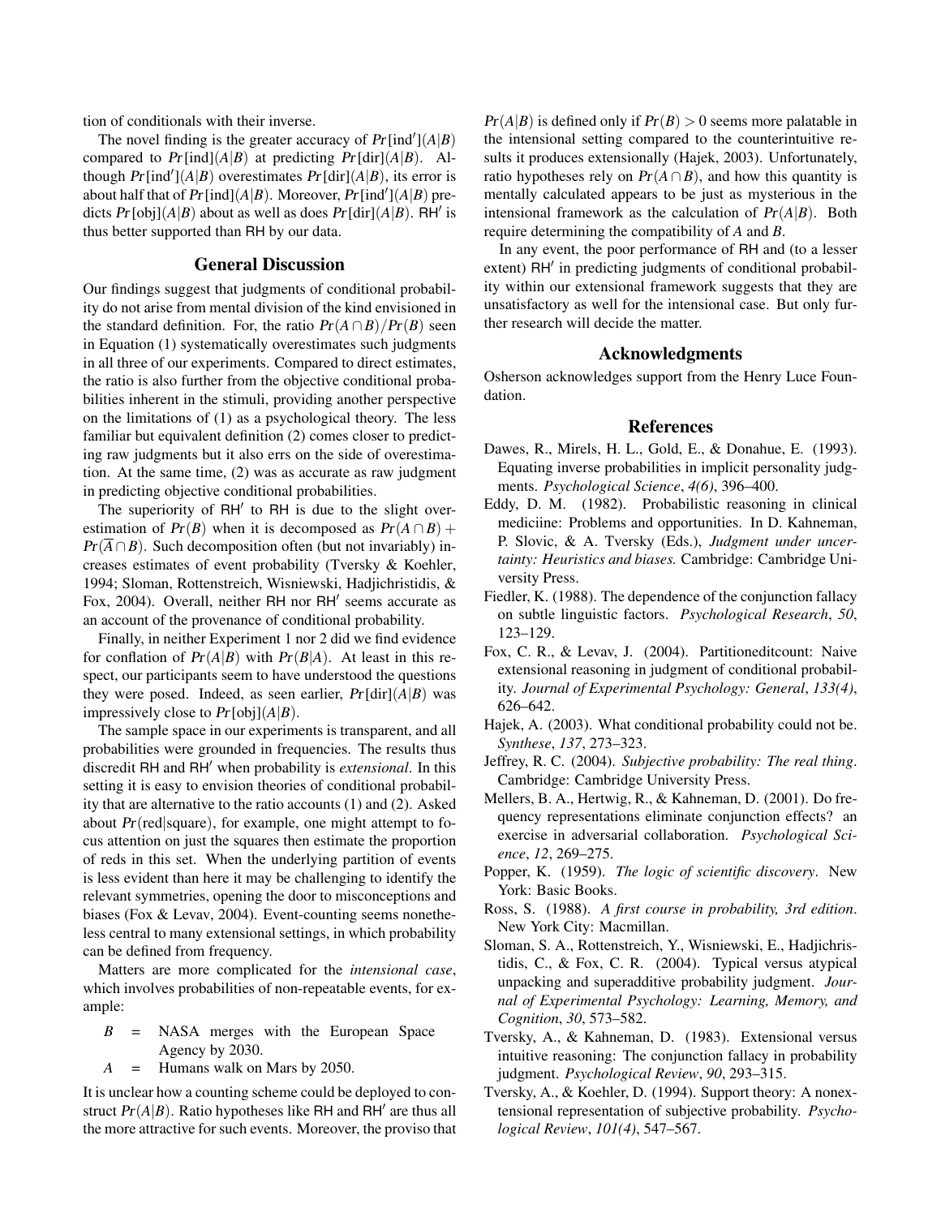tion of conditionals with their inverse.

The novel finding is the greater accuracy of $Pr[\text{ind}'](A|B)$ compared to $Pr[\text{ind}](A|B)$ at predicting $Pr[\text{dir}](A|B)$. Although $Pr[\text{ind}'](A|B)$ overestimates $Pr[\text{dir}](A|B)$, its error is about half that of $Pr[\text{ind}](A|B)$. Moreover, $Pr[\text{ind}'](A|B)$ predicts $Pr[\text{obj}](A|B)$ about as well as does $Pr[\text{dir}](A|B)$. RH$'$ is thus better supported than RH by our data.

## General Discussion

Our findings suggest that judgments of conditional probability do not arise from mental division of the kind envisioned in the standard definition. For, the ratio $Pr(A \cap B)/Pr(B)$ seen in Equation (1) systematically overestimates such judgments in all three of our experiments. Compared to direct estimates, the ratio is also further from the objective conditional probabilities inherent in the stimuli, providing another perspective on the limitations of (1) as a psychological theory. The less familiar but equivalent definition (2) comes closer to predicting raw judgments but it also errs on the side of overestimation. At the same time, (2) was as accurate as raw judgment in predicting objective conditional probabilities.

The superiority of RH$'$ to RH is due to the slight overestimation of $Pr(B)$ when it is decomposed as $Pr(A \cap B) + Pr(\overline{A} \cap B)$. Such decomposition often (but not invariably) increases estimates of event probability (Tversky & Koehler, 1994; Sloman, Rottenstreich, Wisniewski, Hadjichristidis, & Fox, 2004). Overall, neither RH nor RH$'$ seems accurate as an account of the provenance of conditional probability.

Finally, in neither Experiment 1 nor 2 did we find evidence for conflation of $Pr(A|B)$ with $Pr(B|A)$. At least in this respect, our participants seem to have understood the questions they were posed. Indeed, as seen earlier, $Pr[\text{dir}](A|B)$ was impressively close to $Pr[\text{obj}](A|B)$.

The sample space in our experiments is transparent, and all probabilities were grounded in frequencies. The results thus discredit RH and RH$'$ when probability is *extensional*. In this setting it is easy to envision theories of conditional probability that are alternative to the ratio accounts (1) and (2). Asked about $Pr(\text{red}|\text{square})$, for example, one might attempt to focus attention on just the squares then estimate the proportion of reds in this set. When the underlying partition of events is less evident than here it may be challenging to identify the relevant symmetries, opening the door to misconceptions and biases (Fox & Levav, 2004). Event-counting seems nonetheless central to many extensional settings, in which probability can be defined from frequency.

Matters are more complicated for the *intensional case*, which involves probabilities of non-repeatable events, for example:

$B$ = NASA merges with the European Space Agency by 2030.
$A$ = Humans walk on Mars by 2050.

It is unclear how a counting scheme could be deployed to construct $Pr(A|B)$. Ratio hypotheses like RH and RH$'$ are thus all the more attractive for such events. Moreover, the proviso that $Pr(A|B)$ is defined only if $Pr(B) > 0$ seems more palatable in the intensional setting compared to the counterintuitive results it produces extensionally (Hajek, 2003). Unfortunately, ratio hypotheses rely on $Pr(A \cap B)$, and how this quantity is mentally calculated appears to be just as mysterious in the intensional framework as the calculation of $Pr(A|B)$. Both require determining the compatibility of $A$ and $B$.

In any event, the poor performance of RH and (to a lesser extent) RH$'$ in predicting judgments of conditional probability within our extensional framework suggests that they are unsatisfactory as well for the intensional case. But only further research will decide the matter.

## Acknowledgments

Osherson acknowledges support from the Henry Luce Foundation.

## References

Dawes, R., Mirels, H. L., Gold, E., & Donahue, E. (1993). Equating inverse probabilities in implicit personality judgments. *Psychological Science*, *4(6)*, 396–400.

Eddy, D. M. (1982). Probabilistic reasoning in clinical mediciine: Problems and opportunities. In D. Kahneman, P. Slovic, & A. Tversky (Eds.), *Judgment under uncertainty: Heuristics and biases.* Cambridge: Cambridge University Press.

Fiedler, K. (1988). The dependence of the conjunction fallacy on subtle linguistic factors. *Psychological Research*, *50*, 123–129.

Fox, C. R., & Levav, J. (2004). Partitioneditcount: Naive extensional reasoning in judgment of conditional probability. *Journal of Experimental Psychology: General*, *133(4)*, 626–642.

Hajek, A. (2003). What conditional probability could not be. *Synthese*, *137*, 273–323.

Jeffrey, R. C. (2004). *Subjective probability: The real thing*. Cambridge: Cambridge University Press.

Mellers, B. A., Hertwig, R., & Kahneman, D. (2001). Do frequency representations eliminate conjunction effects? an exercise in adversarial collaboration. *Psychological Science*, *12*, 269–275.

Popper, K. (1959). *The logic of scientific discovery*. New York: Basic Books.

Ross, S. (1988). *A first course in probability, 3rd edition*. New York City: Macmillan.

Sloman, S. A., Rottenstreich, Y., Wisniewski, E., Hadjichristidis, C., & Fox, C. R. (2004). Typical versus atypical unpacking and superadditive probability judgment. *Journal of Experimental Psychology: Learning, Memory, and Cognition*, *30*, 573–582.

Tversky, A., & Kahneman, D. (1983). Extensional versus intuitive reasoning: The conjunction fallacy in probability judgment. *Psychological Review*, *90*, 293–315.

Tversky, A., & Koehler, D. (1994). Support theory: A nonextensional representation of subjective probability. *Psychological Review*, *101(4)*, 547–567.